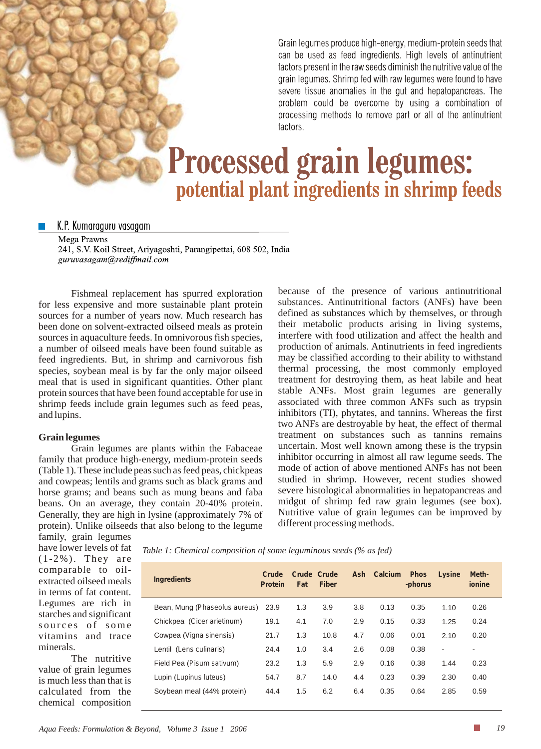Grain legumes produce high-energy, medium-protein seeds that can be used as feed ingredients. High levels of antinutrient factors present in the raw seeds diminish the nutritive value of the grain legumes. Shrimp fed with raw legumes were found to have severe tissue anomalies in the gut and hepatopancreas. The problem could be overcome by using a combination of processing methods to remove part or all of the antinutrient factors.

# Processed grain legumes:
## potential plant ingredients in shrimp feeds

**K.P. Kumaraguru vasagam**

Mega Prawns
241, S.V. Koil Street, Ariyagoshti, Parangipettai, 608 502, India
*guruvasagam@rediffmail.com*

Fishmeal replacement has spurred exploration for less expensive and more sustainable plant protein sources for a number of years now. Much research has been done on solvent-extracted oilseed meals as protein sources in aquaculture feeds. In omnivorous fish species, a number of oilseed meals have been found suitable as feed ingredients. But, in shrimp and carnivorous fish species, soybean meal is by far the only major oilseed meal that is used in significant quantities. Other plant protein sources that have been found acceptable for use in shrimp feeds include grain legumes such as feed peas, and lupins.

**Grain legumes**

Grain legumes are plants within the Fabaceae family that produce high-energy, medium-protein seeds (Table 1). These include peas such as feed peas, chickpeas and cowpeas; lentils and grams such as black grams and horse grams; and beans such as mung beans and faba beans. On an average, they contain 20-40% protein. Generally, they are high in lysine (approximately 7% of protein). Unlike oilseeds that also belong to the legume family, grain legumes have lower levels of fat (1-2%). They are comparable to oil-extracted oilseed meals in terms of fat content. Legumes are rich in starches and significant sources of some vitamins and trace minerals.

The nutritive value of grain legumes is much less than that is calculated from the chemical composition because of the presence of various antinutritional substances. Antinutritional factors (ANFs) have been defined as substances which by themselves, or through their metabolic products arising in living systems, interfere with food utilization and affect the health and production of animals. Antinutrients in feed ingredients may be classified according to their ability to withstand thermal processing, the most commonly employed treatment for destroying them, as heat labile and heat stable ANFs. Most grain legumes are generally associated with three common ANFs such as trypsin inhibitors (TI), phytates, and tannins. Whereas the first two ANFs are destroyable by heat, the effect of thermal treatment on substances such as tannins remains uncertain. Most well known among these is the trypsin inhibitor occurring in almost all raw legume seeds. The mode of action of above mentioned ANFs has not been studied in shrimp. However, recent studies showed severe histological abnormalities in hepatopancreas and midgut of shrimp fed raw grain legumes (see box). Nutritive value of grain legumes can be improved by different processing methods.

*Table 1: Chemical composition of some leguminous seeds (% as fed)*

| Ingredients | Crude Protein | Crude Fat | Crude Fiber | Ash | Calcium | Phos-phorus | Lysine | Meth-ionine |
|---|---|---|---|---|---|---|---|---|
| Bean, Mung (Phaseolus aureus) | 23.9 | 1.3 | 3.9 | 3.8 | 0.13 | 0.35 | 1.10 | 0.26 |
| Chickpea (Cicer arietinum) | 19.1 | 4.1 | 7.0 | 2.9 | 0.15 | 0.33 | 1.25 | 0.24 |
| Cowpea (Vigna sinensis) | 21.7 | 1.3 | 10.8 | 4.7 | 0.06 | 0.01 | 2.10 | 0.20 |
| Lentil (Lens culinaris) | 24.4 | 1.0 | 3.4 | 2.6 | 0.08 | 0.38 | - | - |
| Field Pea (Pisum sativum) | 23.2 | 1.3 | 5.9 | 2.9 | 0.16 | 0.38 | 1.44 | 0.23 |
| Lupin (Lupinus luteus) | 54.7 | 8.7 | 14.0 | 4.4 | 0.23 | 0.39 | 2.30 | 0.40 |
| Soybean meal (44% protein) | 44.4 | 1.5 | 6.2 | 6.4 | 0.35 | 0.64 | 2.85 | 0.59 |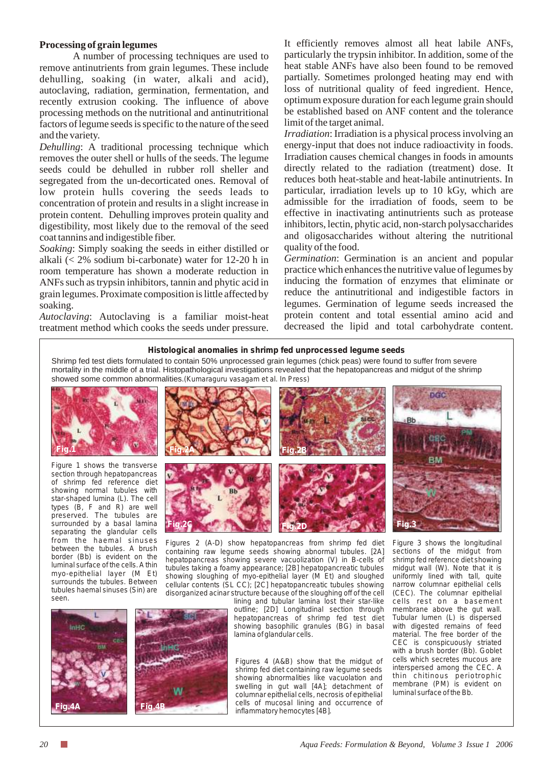**Processing of grain legumes**

A number of processing techniques are used to remove antinutrients from grain legumes. These include dehulling, soaking (in water, alkali and acid), autoclaving, radiation, germination, fermentation, and recently extrusion cooking. The influence of above processing methods on the nutritional and antinutritional factors of legume seeds is specific to the nature of the seed and the variety.

*Dehulling*: A traditional processing technique which removes the outer shell or hulls of the seeds. The legume seeds could be dehulled in rubber roll sheller and segregated from the un-decorticated ones. Removal of low protein hulls covering the seeds leads to concentration of protein and results in a slight increase in protein content. Dehulling improves protein quality and digestibility, most likely due to the removal of the seed coat tannins and indigestible fiber.

*Soaking*: Simply soaking the seeds in either distilled or alkali (< 2% sodium bi-carbonate) water for 12-20 h in room temperature has shown a moderate reduction in ANFs such as trypsin inhibitors, tannin and phytic acid in grain legumes. Proximate composition is little affected by soaking.

*Autoclaving*: Autoclaving is a familiar moist-heat treatment method which cooks the seeds under pressure. It efficiently removes almost all heat labile ANFs, particularly the trypsin inhibitor. In addition, some of the heat stable ANFs have also been found to be removed partially. Sometimes prolonged heating may end with loss of nutritional quality of feed ingredient. Hence, optimum exposure duration for each legume grain should be established based on ANF content and the tolerance limit of the target animal.

*Irradiation*: Irradiation is a physical process involving an energy-input that does not induce radioactivity in foods. Irradiation causes chemical changes in foods in amounts directly related to the radiation (treatment) dose. It reduces both heat-stable and heat-labile antinutrients. In particular, irradiation levels up to 10 kGy, which are admissible for the irradiation of foods, seem to be effective in inactivating antinutrients such as protease inhibitors, lectin, phytic acid, non-starch polysaccharides and oligosaccharides without altering the nutritional quality of the food.

*Germination*: Germination is an ancient and popular practice which enhances the nutritive value of legumes by inducing the formation of enzymes that eliminate or reduce the antinutritional and indigestible factors in legumes. Germination of legume seeds increased the protein content and total essential amino acid and decreased the lipid and total carbohydrate content.

**Histological anomalies in shrimp fed unprocessed legume seeds**

Shrimp fed test diets formulated to contain 50% unprocessed grain legumes (chick peas) were found to suffer from severe mortality in the middle of a trial. Histopathological investigations revealed that the hepatopancreas and midgut of the shrimp showed some common abnormalities. (Kumaraguru vasagam et al. In Press)

Figure 1 shows the transverse section through hepatopancreas of shrimp fed reference diet showing normal tubules with star-shaped lumina (L). The cell types (B, F and R) are well preserved. The tubules are surrounded by a basal lamina separating the glandular cells from the haemal sinuses between the tubules. A brush border (Bb) is evident on the luminal surface of the cells. A thin myo-epithelial layer (M Et) surrounds the tubules. Between tubules haemal sinuses (Sin) are seen.

Figures 2 (A-D) show hepatopancreas from shrimp fed diet containing raw legume seeds showing abnormal tubules. [2A] hepatopancreas showing severe vacuolization (V) in B-cells of tubules taking a foamy appearance; [2B] hepatopancreatic tubules showing sloughing of myo-epithelial layer (M Et) and sloughed cellular contents (SL CC); [2C] hepatopancreatic tubules showing disorganized acinar structure because of the sloughing off of the cell lining and tubular lamina lost their star-like outline; [2D] Longitudinal section through hepatopancreas of shrimp fed test diet showing basophilic granules (BG) in basal lamina of glandular cells.

Figure 3 shows the longitudinal sections of the midgut from shrimp fed reference diet showing midgut wall (W). Note that it is uniformly lined with tall, quite narrow columnar epithelial cells (CEC). The columnar epithelial cells rest on a basement membrane above the gut wall. Tubular lumen (L) is dispersed with digested remains of feed material. The free border of the CEC is conspicuously striated with a brush border (Bb). Goblet cells which secretes mucous are interspersed among the CEC. A thin chitinous periotrophic membrane (PM) is evident on luminal surface of the Bb.

Figures 4 (A&B) show that the midgut of shrimp fed diet containing raw legume seeds showing abnormalities like vacuolation and swelling in gut wall [4A]; detachment of columnar epithelial cells, necrosis of epithelial cells of mucosal lining and occurrence of inflammatory hemocytes [4B].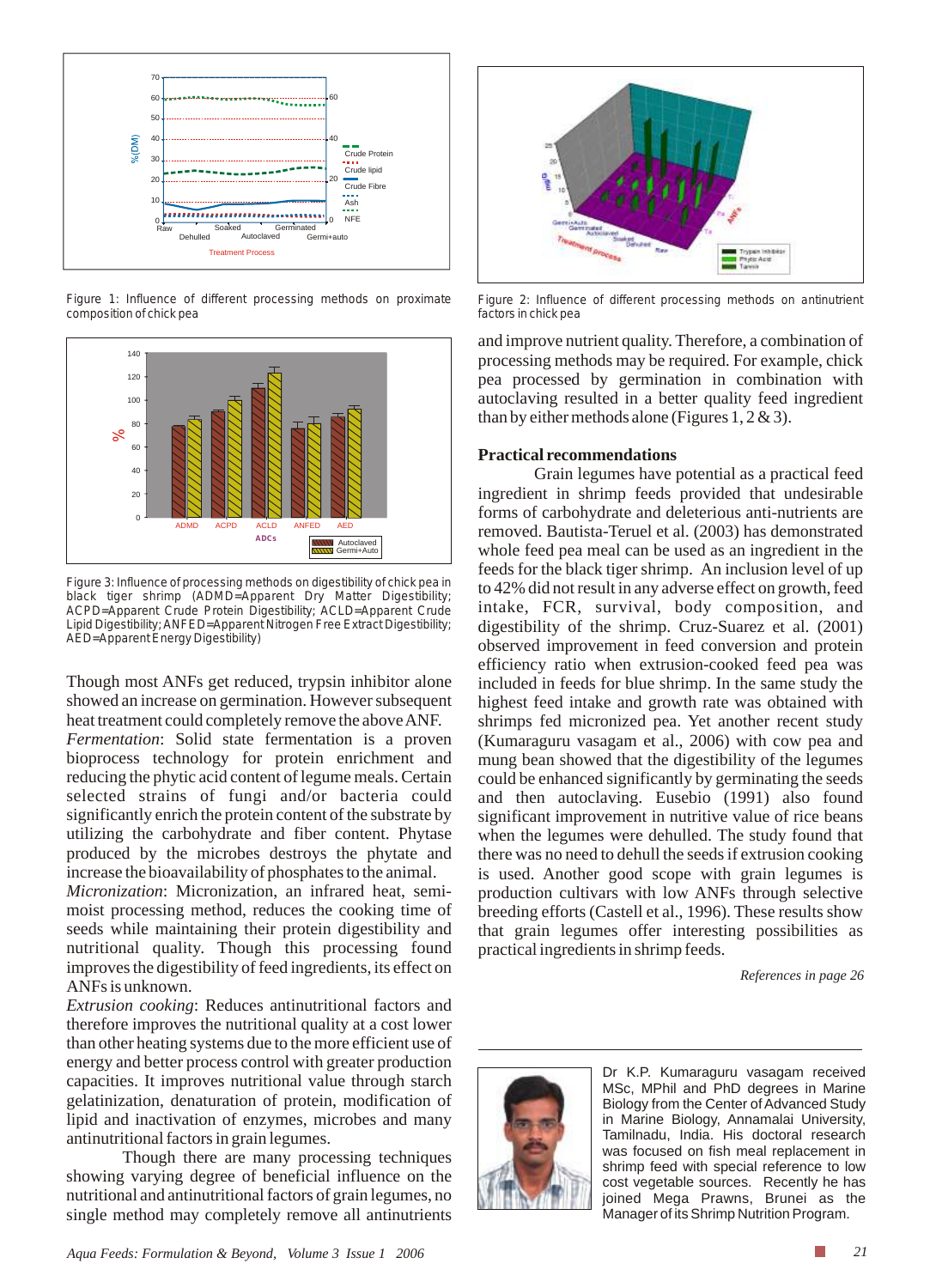70
60
50
40
30
20
10
0
%(DM)
60
40
20
0
Crude Protein
Crude lipid
Crude Fibre
Ash
NFE
Raw
Dehulled
Soaked
Autoclaved
Germinated
Germi+auto
Treatment Process

Figure 1: Influence of different processing methods on proximate composition of chick pea

140
120
100
80
60
40
20
0
%
ADMD
ACPD
ACLD
ANFED
AED
ADCs
Autoclaved
Germi+Auto

Figure 3: Influence of processing methods on digestibility of chick pea in black tiger shrimp (ADMD=Apparent Dry Matter Digestibility; ACPD=Apparent Crude Protein Digestibility; ACLD=Apparent Crude Lipid Digestibility; ANFED=Apparent Nitrogen Free Extract Digestibility; AED=Apparent Energy Digestibility)

Though most ANFs get reduced, trypsin inhibitor alone showed an increase on germination. However subsequent heat treatment could completely remove the above ANF.

*Fermentation*: Solid state fermentation is a proven bioprocess technology for protein enrichment and reducing the phytic acid content of legume meals. Certain selected strains of fungi and/or bacteria could significantly enrich the protein content of the substrate by utilizing the carbohydrate and fiber content. Phytase produced by the microbes destroys the phytate and increase the bioavailability of phosphates to the animal.

*Micronization*: Micronization, an infrared heat, semi-moist processing method, reduces the cooking time of seeds while maintaining their protein digestibility and nutritional quality. Though this processing found improves the digestibility of feed ingredients, its effect on ANFs is unknown.

*Extrusion cooking*: Reduces antinutritional factors and therefore improves the nutritional quality at a cost lower than other heating systems due to the more efficient use of energy and better process control with greater production capacities. It improves nutritional value through starch gelatinization, denaturation of protein, modification of lipid and inactivation of enzymes, microbes and many antinutritional factors in grain legumes.

Though there are many processing techniques showing varying degree of beneficial influence on the nutritional and antinutritional factors of grain legumes, no single method may completely remove all antinutrients and improve nutrient quality. Therefore, a combination of processing methods may be required. For example, chick pea processed by germination in combination with autoclaving resulted in a better quality feed ingredient than by either methods alone (Figures 1, 2 & 3).

Trypsin Inhibitor
Phytic Acid
Tannin
Treatment process

Figure 2: Influence of different processing methods on antinutrient factors in chick pea

## Practical recommendations

Grain legumes have potential as a practical feed ingredient in shrimp feeds provided that undesirable forms of carbohydrate and deleterious anti-nutrients are removed. Bautista-Teruel et al. (2003) has demonstrated whole feed pea meal can be used as an ingredient in the feeds for the black tiger shrimp. An inclusion level of up to 42% did not result in any adverse effect on growth, feed intake, FCR, survival, body composition, and digestibility of the shrimp. Cruz-Suarez et al. (2001) observed improvement in feed conversion and protein efficiency ratio when extrusion-cooked feed pea was included in feeds for blue shrimp. In the same study the highest feed intake and growth rate was obtained with shrimps fed micronized pea. Yet another recent study (Kumaraguru vasagam et al., 2006) with cow pea and mung bean showed that the digestibility of the legumes could be enhanced significantly by germinating the seeds and then autoclaving. Eusebio (1991) also found significant improvement in nutritive value of rice beans when the legumes were dehulled. The study found that there was no need to dehull the seeds if extrusion cooking is used. Another good scope with grain legumes is production cultivars with low ANFs through selective breeding efforts (Castell et al., 1996). These results show that grain legumes offer interesting possibilities as practical ingredients in shrimp feeds.

*References in page 26*

Dr K.P. Kumaraguru vasagam received MSc, MPhil and PhD degrees in Marine Biology from the Center of Advanced Study in Marine Biology, Annamalai University, Tamilnadu, India. His doctoral research was focused on fish meal replacement in shrimp feed with special reference to low cost vegetable sources. Recently he has joined Mega Prawns, Brunei as the Manager of its Shrimp Nutrition Program.